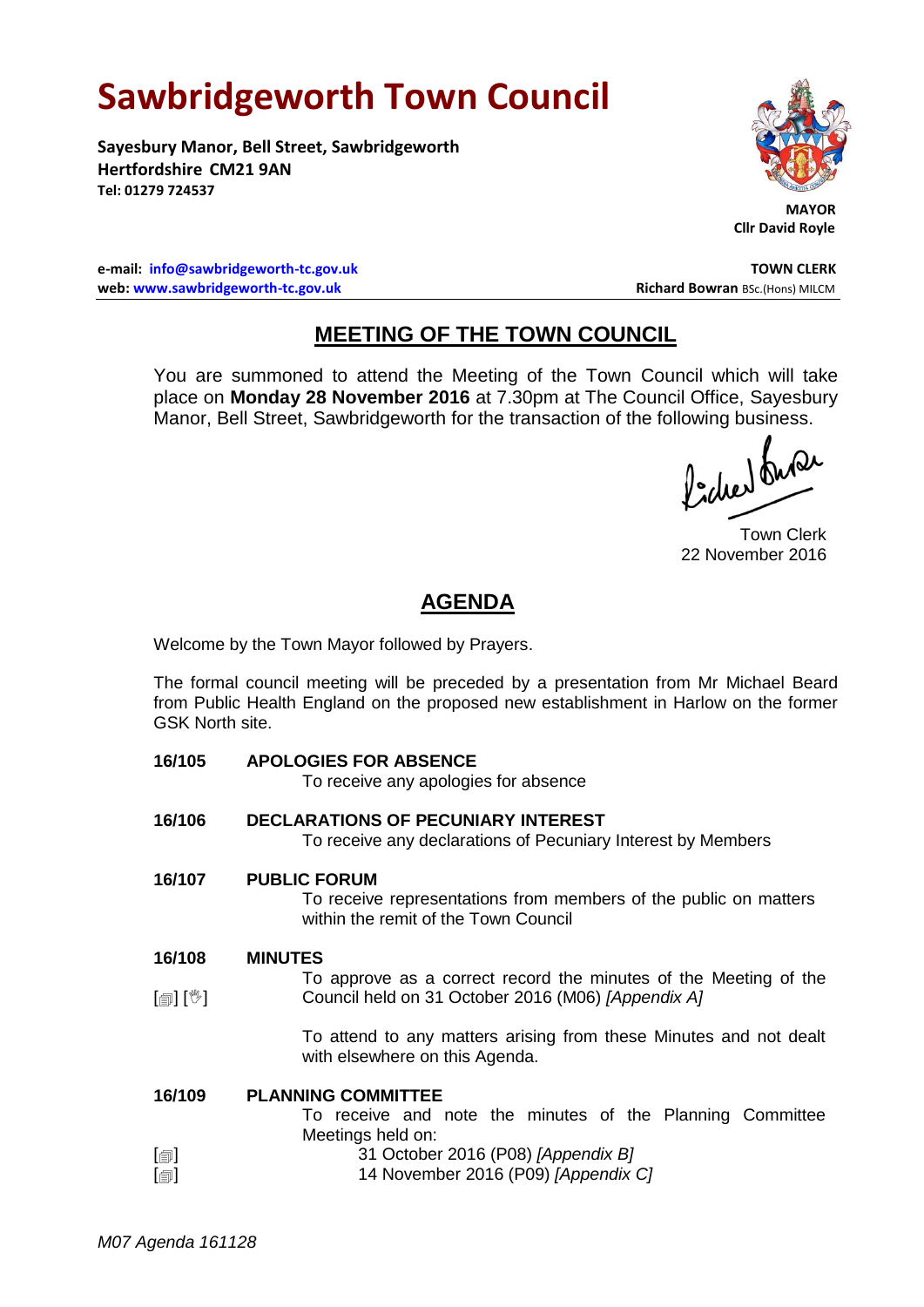# Sawbridgeworth Town Council

**Sayesbury Manor, Bell Street, Sawbridgeworth**
**Hertfordshire CM21 9AN**
**Tel: 01279 724537**

**MAYOR**
**Cllr David Royle**

**e-mail: info@sawbridgeworth-tc.gov.uk**
**web: www.sawbridgeworth-tc.gov.uk**

**TOWN CLERK**
**Richard Bowran** BSc.(Hons) MILCM

## MEETING OF THE TOWN COUNCIL

You are summoned to attend the Meeting of the Town Council which will take place on **Monday 28 November 2016** at 7.30pm at The Council Office, Sayesbury Manor, Bell Street, Sawbridgeworth for the transaction of the following business.

Town Clerk
22 November 2016

## AGENDA

Welcome by the Town Mayor followed by Prayers.

The formal council meeting will be preceded by a presentation from Mr Michael Beard from Public Health England on the proposed new establishment in Harlow on the former GSK North site.

**16/105 APOLOGIES FOR ABSENCE**

To receive any apologies for absence

**16/106 DECLARATIONS OF PECUNIARY INTEREST**

To receive any declarations of Pecuniary Interest by Members

**16/107 PUBLIC FORUM**

To receive representations from members of the public on matters within the remit of the Town Council

**16/108 MINUTES**

[🗐] [✋] To approve as a correct record the minutes of the Meeting of the Council held on 31 October 2016 (M06) *[Appendix A]*

To attend to any matters arising from these Minutes and not dealt with elsewhere on this Agenda.

**16/109 PLANNING COMMITTEE**

To receive and note the minutes of the Planning Committee Meetings held on:

[🗐] 31 October 2016 (P08) *[Appendix B]*
[🗐] 14 November 2016 (P09) *[Appendix C]*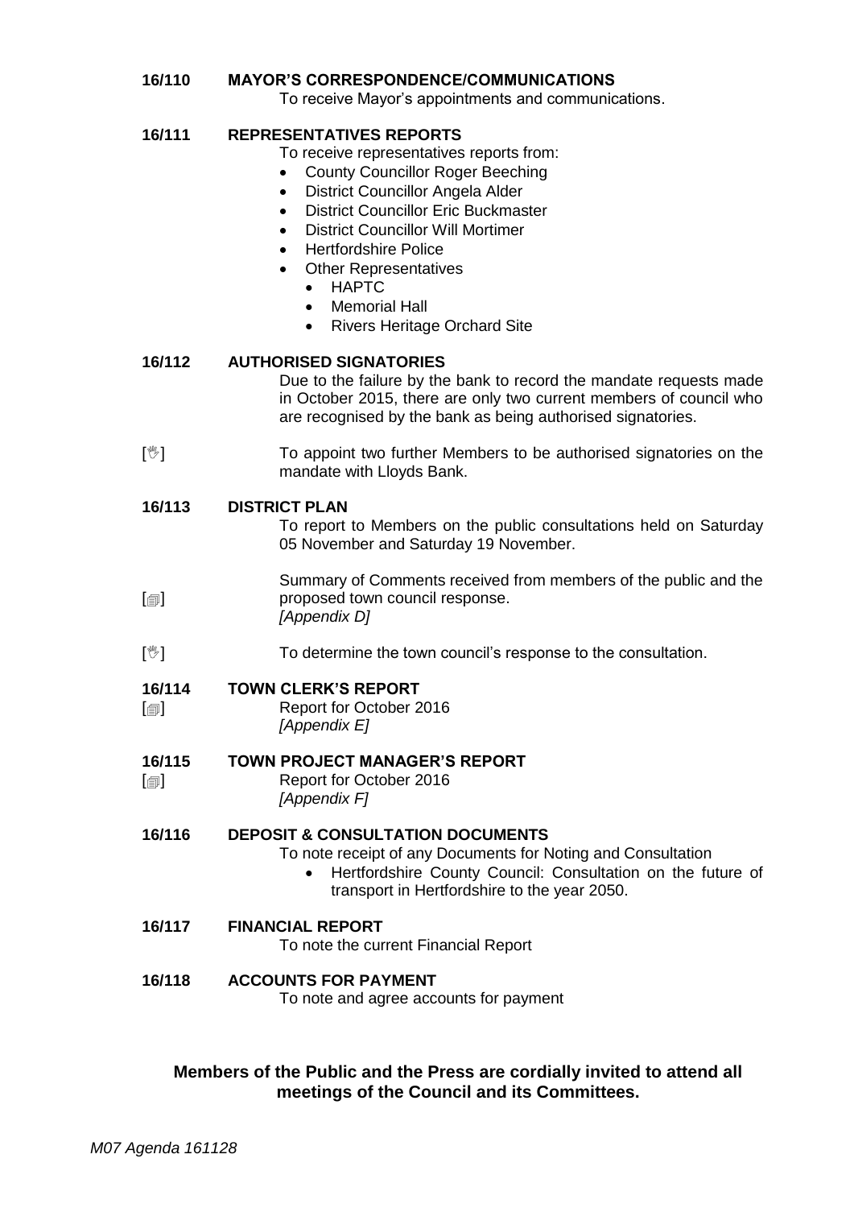**16/110 MAYOR'S CORRESPONDENCE/COMMUNICATIONS**

To receive Mayor's appointments and communications.

**16/111 REPRESENTATIVES REPORTS**

To receive representatives reports from:

- County Councillor Roger Beeching
- District Councillor Angela Alder
- District Councillor Eric Buckmaster
- District Councillor Will Mortimer
- Hertfordshire Police
- Other Representatives
  - HAPTC
  - Memorial Hall
  - Rivers Heritage Orchard Site

**16/112 AUTHORISED SIGNATORIES**

Due to the failure by the bank to record the mandate requests made in October 2015, there are only two current members of council who are recognised by the bank as being authorised signatories.

[✋] To appoint two further Members to be authorised signatories on the mandate with Lloyds Bank.

**16/113 DISTRICT PLAN**

To report to Members on the public consultations held on Saturday 05 November and Saturday 19 November.

[📄] Summary of Comments received from members of the public and the proposed town council response.
*[Appendix D]*

[✋] To determine the town council's response to the consultation.

**16/114 TOWN CLERK'S REPORT**

[📄] Report for October 2016
*[Appendix E]*

**16/115 TOWN PROJECT MANAGER'S REPORT**

[📄] Report for October 2016
*[Appendix F]*

**16/116 DEPOSIT & CONSULTATION DOCUMENTS**

To note receipt of any Documents for Noting and Consultation

- Hertfordshire County Council: Consultation on the future of transport in Hertfordshire to the year 2050.

**16/117 FINANCIAL REPORT**

To note the current Financial Report

**16/118 ACCOUNTS FOR PAYMENT**

To note and agree accounts for payment

**Members of the Public and the Press are cordially invited to attend all meetings of the Council and its Committees.**

*M07 Agenda 161128*